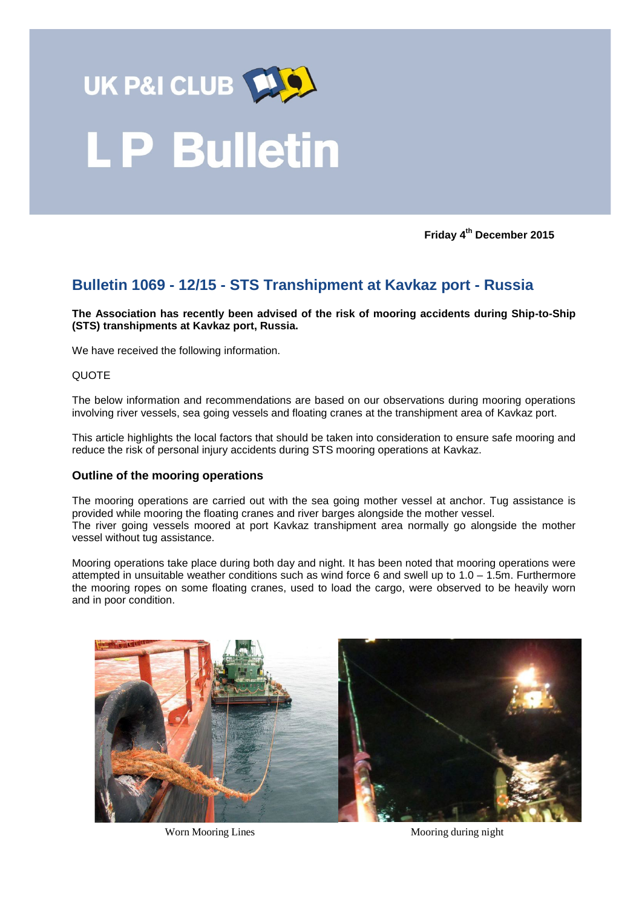UK P&I CLUB

# L P Bulletin

**Friday 4th December 2015**

## Bulletin 1069 - 12/15 - STS Transhipment at Kavkaz port - Russia

**The Association has recently been advised of the risk of mooring accidents during Ship-to-Ship (STS) transhipments at Kavkaz port, Russia.**

We have received the following information.

QUOTE

The below information and recommendations are based on our observations during mooring operations involving river vessels, sea going vessels and floating cranes at the transhipment area of Kavkaz port.

This article highlights the local factors that should be taken into consideration to ensure safe mooring and reduce the risk of personal injury accidents during STS mooring operations at Kavkaz.

### Outline of the mooring operations

The mooring operations are carried out with the sea going mother vessel at anchor. Tug assistance is provided while mooring the floating cranes and river barges alongside the mother vessel.
The river going vessels moored at port Kavkaz transhipment area normally go alongside the mother vessel without tug assistance.

Mooring operations take place during both day and night. It has been noted that mooring operations were attempted in unsuitable weather conditions such as wind force 6 and swell up to 1.0 – 1.5m. Furthermore the mooring ropes on some floating cranes, used to load the cargo, were observed to be heavily worn and in poor condition.

Worn Mooring Lines

Mooring during night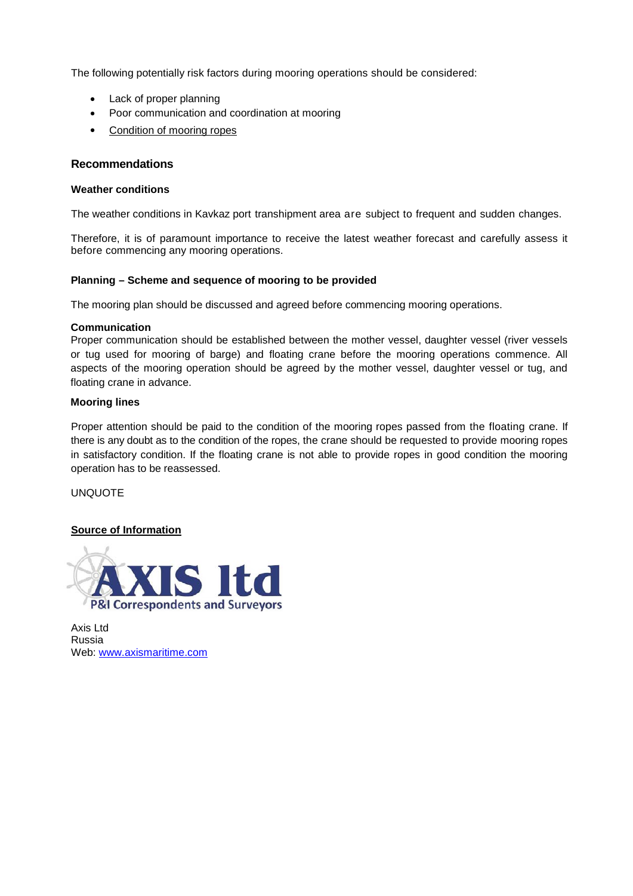The following potentially risk factors during mooring operations should be considered:

- Lack of proper planning
- Poor communication and coordination at mooring
- Condition of mooring ropes

## Recommendations

### Weather conditions

The weather conditions in Kavkaz port transhipment area are subject to frequent and sudden changes.

Therefore, it is of paramount importance to receive the latest weather forecast and carefully assess it before commencing any mooring operations.

### Planning – Scheme and sequence of mooring to be provided

The mooring plan should be discussed and agreed before commencing mooring operations.

### Communication

Proper communication should be established between the mother vessel, daughter vessel (river vessels or tug used for mooring of barge) and floating crane before the mooring operations commence. All aspects of the mooring operation should be agreed by the mother vessel, daughter vessel or tug, and floating crane in advance.

### Mooring lines

Proper attention should be paid to the condition of the mooring ropes passed from the floating crane. If there is any doubt as to the condition of the ropes, the crane should be requested to provide mooring ropes in satisfactory condition. If the floating crane is not able to provide ropes in good condition the mooring operation has to be reassessed.

UNQUOTE

**Source of Information**

AXIS ltd
P&I Correspondents and Surveyors

Axis Ltd
Russia
Web: www.axismaritime.com